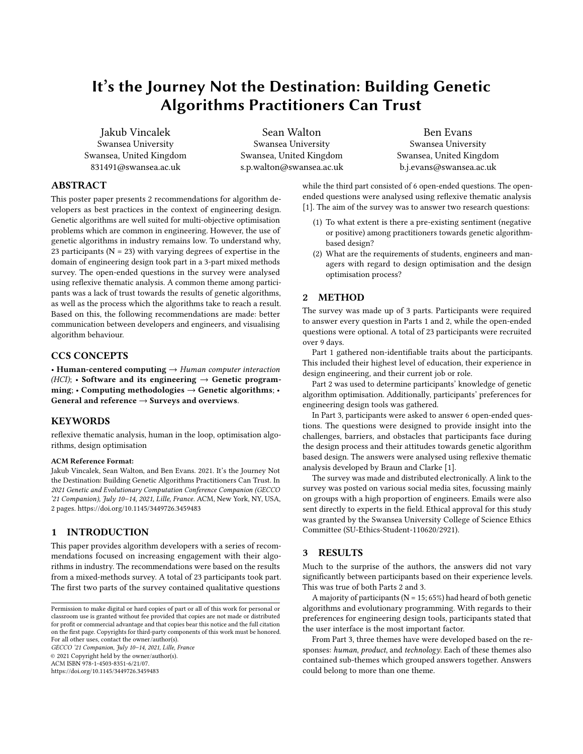# It's the Journey Not the Destination: Building Genetic Algorithms Practitioners Can Trust

Jakub Vincalek
Swansea University
Swansea, United Kingdom
831491@swansea.ac.uk

Sean Walton
Swansea University
Swansea, United Kingdom
s.p.walton@swansea.ac.uk

Ben Evans
Swansea University
Swansea, United Kingdom
b.j.evans@swansea.ac.uk

## ABSTRACT

This poster paper presents 2 recommendations for algorithm developers as best practices in the context of engineering design. Genetic algorithms are well suited for multi-objective optimisation problems which are common in engineering. However, the use of genetic algorithms in industry remains low. To understand why, 23 participants (N = 23) with varying degrees of expertise in the domain of engineering design took part in a 3-part mixed methods survey. The open-ended questions in the survey were analysed using reflexive thematic analysis. A common theme among participants was a lack of trust towards the results of genetic algorithms, as well as the process which the algorithms take to reach a result. Based on this, the following recommendations are made: better communication between developers and engineers, and visualising algorithm behaviour.

## CCS CONCEPTS

• **Human-centered computing** → *Human computer interaction (HCI)*; • **Software and its engineering** → **Genetic programming**; • **Computing methodologies** → **Genetic algorithms**; • **General and reference** → **Surveys and overviews**.

## KEYWORDS

reflexive thematic analysis, human in the loop, optimisation algorithms, design optimisation

**ACM Reference Format:**
Jakub Vincalek, Sean Walton, and Ben Evans. 2021. It's the Journey Not the Destination: Building Genetic Algorithms Practitioners Can Trust. In *2021 Genetic and Evolutionary Computation Conference Companion (GECCO '21 Companion), July 10–14, 2021, Lille, France.* ACM, New York, NY, USA, 2 pages. https://doi.org/10.1145/3449726.3459483

## 1 INTRODUCTION

This paper provides algorithm developers with a series of recommendations focused on increasing engagement with their algorithms in industry. The recommendations were based on the results from a mixed-methods survey. A total of 23 participants took part. The first two parts of the survey contained qualitative questions while the third part consisted of 6 open-ended questions. The open-ended questions were analysed using reflexive thematic analysis [1]. The aim of the survey was to answer two research questions:

(1) To what extent is there a pre-existing sentiment (negative or positive) among practitioners towards genetic algorithm-based design?
(2) What are the requirements of students, engineers and managers with regard to design optimisation and the design optimisation process?

## 2 METHOD

The survey was made up of 3 parts. Participants were required to answer every question in Parts 1 and 2, while the open-ended questions were optional. A total of 23 participants were recruited over 9 days.

Part 1 gathered non-identifiable traits about the participants. This included their highest level of education, their experience in design engineering, and their current job or role.

Part 2 was used to determine participants' knowledge of genetic algorithm optimisation. Additionally, participants' preferences for engineering design tools was gathered.

In Part 3, participants were asked to answer 6 open-ended questions. The questions were designed to provide insight into the challenges, barriers, and obstacles that participants face during the design process and their attitudes towards genetic algorithm based design. The answers were analysed using reflexive thematic analysis developed by Braun and Clarke [1].

The survey was made and distributed electronically. A link to the survey was posted on various social media sites, focussing mainly on groups with a high proportion of engineers. Emails were also sent directly to experts in the field. Ethical approval for this study was granted by the Swansea University College of Science Ethics Committee (SU-Ethics-Student-110620/2921).

## 3 RESULTS

Much to the surprise of the authors, the answers did not vary significantly between participants based on their experience levels. This was true of both Parts 2 and 3.

A majority of participants (N = 15; 65%) had heard of both genetic algorithms and evolutionary programming. With regards to their preferences for engineering design tools, participants stated that the user interface is the most important factor.

From Part 3, three themes have were developed based on the responses: *human*, *product*, and *technology*. Each of these themes also contained sub-themes which grouped answers together. Answers could belong to more than one theme.

Permission to make digital or hard copies of part or all of this work for personal or classroom use is granted without fee provided that copies are not made or distributed for profit or commercial advantage and that copies bear this notice and the full citation on the first page. Copyrights for third-party components of this work must be honored. For all other uses, contact the owner/author(s).
*GECCO '21 Companion, July 10–14, 2021, Lille, France*
© 2021 Copyright held by the owner/author(s).
ACM ISBN 978-1-4503-8351-6/21/07.
https://doi.org/10.1145/3449726.3459483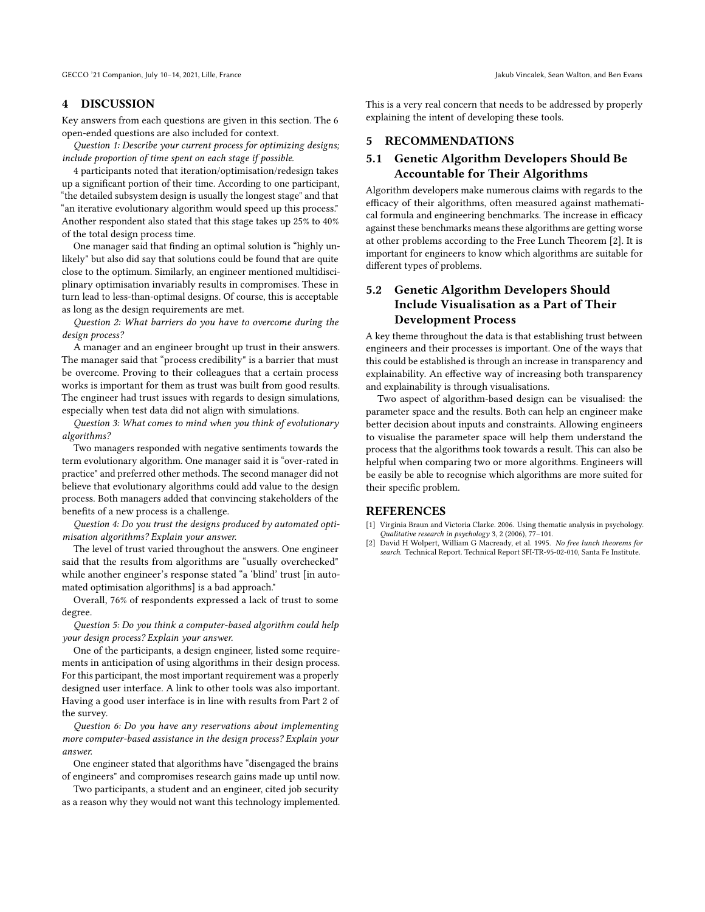## 4 DISCUSSION

Key answers from each questions are given in this section. The 6 open-ended questions are also included for context.

*Question 1: Describe your current process for optimizing designs; include proportion of time spent on each stage if possible.*

4 participants noted that iteration/optimisation/redesign takes up a significant portion of their time. According to one participant, "the detailed subsystem design is usually the longest stage" and that "an iterative evolutionary algorithm would speed up this process." Another respondent also stated that this stage takes up 25% to 40% of the total design process time.

One manager said that finding an optimal solution is "highly unlikely" but also did say that solutions could be found that are quite close to the optimum. Similarly, an engineer mentioned multidisciplinary optimisation invariably results in compromises. These in turn lead to less-than-optimal designs. Of course, this is acceptable as long as the design requirements are met.

*Question 2: What barriers do you have to overcome during the design process?*

A manager and an engineer brought up trust in their answers. The manager said that "process credibility" is a barrier that must be overcome. Proving to their colleagues that a certain process works is important for them as trust was built from good results. The engineer had trust issues with regards to design simulations, especially when test data did not align with simulations.

*Question 3: What comes to mind when you think of evolutionary algorithms?*

Two managers responded with negative sentiments towards the term evolutionary algorithm. One manager said it is "over-rated in practice" and preferred other methods. The second manager did not believe that evolutionary algorithms could add value to the design process. Both managers added that convincing stakeholders of the benefits of a new process is a challenge.

*Question 4: Do you trust the designs produced by automated optimisation algorithms? Explain your answer.*

The level of trust varied throughout the answers. One engineer said that the results from algorithms are "usually overchecked" while another engineer's response stated "a 'blind' trust [in automated optimisation algorithms] is a bad approach."

Overall, 76% of respondents expressed a lack of trust to some degree.

*Question 5: Do you think a computer-based algorithm could help your design process? Explain your answer.*

One of the participants, a design engineer, listed some requirements in anticipation of using algorithms in their design process. For this participant, the most important requirement was a properly designed user interface. A link to other tools was also important. Having a good user interface is in line with results from Part 2 of the survey.

*Question 6: Do you have any reservations about implementing more computer-based assistance in the design process? Explain your answer.*

One engineer stated that algorithms have "disengaged the brains of engineers" and compromises research gains made up until now.

Two participants, a student and an engineer, cited job security as a reason why they would not want this technology implemented. This is a very real concern that needs to be addressed by properly explaining the intent of developing these tools.

## 5 RECOMMENDATIONS

### 5.1 Genetic Algorithm Developers Should Be Accountable for Their Algorithms

Algorithm developers make numerous claims with regards to the efficacy of their algorithms, often measured against mathematical formula and engineering benchmarks. The increase in efficacy against these benchmarks means these algorithms are getting worse at other problems according to the Free Lunch Theorem [2]. It is important for engineers to know which algorithms are suitable for different types of problems.

### 5.2 Genetic Algorithm Developers Should Include Visualisation as a Part of Their Development Process

A key theme throughout the data is that establishing trust between engineers and their processes is important. One of the ways that this could be established is through an increase in transparency and explainability. An effective way of increasing both transparency and explainability is through visualisations.

Two aspect of algorithm-based design can be visualised: the parameter space and the results. Both can help an engineer make better decision about inputs and constraints. Allowing engineers to visualise the parameter space will help them understand the process that the algorithms took towards a result. This can also be helpful when comparing two or more algorithms. Engineers will be easily be able to recognise which algorithms are more suited for their specific problem.

## REFERENCES

[1] Virginia Braun and Victoria Clarke. 2006. Using thematic analysis in psychology. *Qualitative research in psychology* 3, 2 (2006), 77–101.

[2] David H Wolpert, William G Macready, et al. 1995. *No free lunch theorems for search.* Technical Report. Technical Report SFI-TR-95-02-010, Santa Fe Institute.